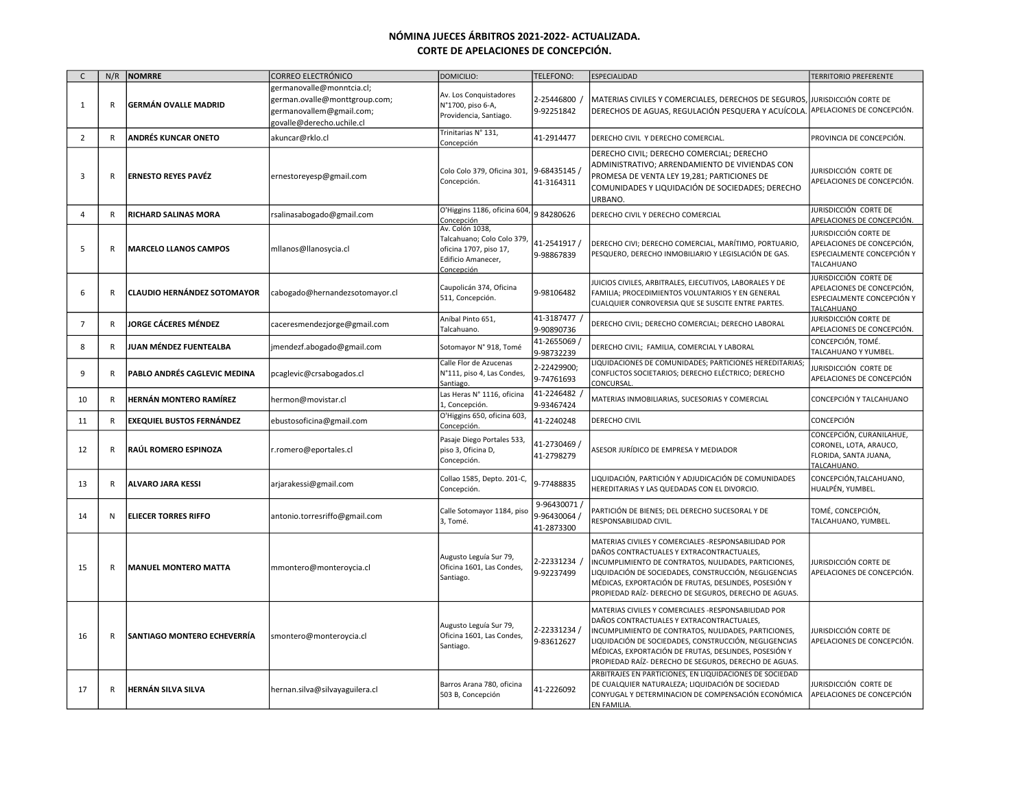# NÓMINA JUECES ÁRBITROS 2021-2022- ACTUALIZADA.
## CORTE DE APELACIONES DE CONCEPCIÓN.

| C | N/R | NOMRRE | CORREO ELECTRÓNICO | DOMICILIO: | TELEFONO: | ESPECIALIDAD | TERRITORIO PREFERENTE |
|---|---|---|---|---|---|---|---|
| 1 | R | **GERMÁN OVALLE MADRID** | germanovalle@monntcia.cl; german.ovalle@monttgroup.com; germanovallem@gmail.com; govalle@derecho.uchile.cl | Av. Los Conquistadores N°1700, piso 6-A, Providencia, Santiago. | 2-25446800 / 9-92251842 | MATERIAS CIVILES Y COMERCIALES, DERECHOS DE SEGUROS, DERECHOS DE AGUAS, REGULACIÓN PESQUERA Y ACUÍCOLA. | JURISDICCIÓN CORTE DE APELACIONES DE CONCEPCIÓN. |
| 2 | R | **ANDRÉS KUNCAR ONETO** | akuncar@rklo.cl | Trinitarias N° 131, Concepción | 41-2914477 | DERECHO CIVIL Y DERECHO COMERCIAL. | PROVINCIA DE CONCEPCIÓN. |
| 3 | R | **ERNESTO REYES PAVÉZ** | ernestoreyesp@gmail.com | Colo Colo 379, Oficina 301, Concepción. | 9-68435145 / 41-3164311 | DERECHO CIVIL; DERECHO COMERCIAL; DERECHO ADMINISTRATIVO; ARRENDAMIENTO DE VIVIENDAS CON PROMESA DE VENTA LEY 19,281; PARTICIONES DE COMUNIDADES Y LIQUIDACIÓN DE SOCIEDADES; DERECHO URBANO. | JURISDICCIÓN CORTE DE APELACIONES DE CONCEPCIÓN. |
| 4 | R | **RICHARD SALINAS MORA** | rsalinasabogado@gmail.com | O'Higgins 1186, oficina 604, Concepción | 9 84280626 | DERECHO CIVIL Y DERECHO COMERCIAL | JURISDICCIÓN CORTE DE APELACIONES DE CONCEPCIÓN. |
| 5 | R | **MARCELO LLANOS CAMPOS** | mllanos@llanosycia.cl | Av. Colón 1038, Talcahuano; Colo Colo 379, oficina 1707, piso 17, Edificio Amanecer, Concepción | 41-2541917 / 9-98867839 | DERECHO CIVI; DERECHO COMERCIAL, MARÍTIMO, PORTUARIO, PESQUERO, DERECHO INMOBILIARIO Y LEGISLACIÓN DE GAS. | JURISDICCIÓN CORTE DE APELACIONES DE CONCEPCIÓN, ESPECIALMENTE CONCEPCIÓN Y TALCAHUANO |
| 6 | R | **CLAUDIO HERNÁNDEZ SOTOMAYOR** | cabogado@hernandezsotomayor.cl | Caupolicán 374, Oficina 511, Concepción. | 9-98106482 | JUICIOS CIVILES, ARBITRALES, EJECUTIVOS, LABORALES Y DE FAMILIA; PROCEDIMIENTOS VOLUNTARIOS Y EN GENERAL CUALQUIER CONROVERSIA QUE SE SUSCITE ENTRE PARTES. | JURISDICCIÓN CORTE DE APELACIONES DE CONCEPCIÓN, ESPECIALMENTE CONCEPCIÓN Y TALCAHUANO |
| 7 | R | **JORGE CÁCERES MÉNDEZ** | caceresmendezjorge@gmail.com | Aníbal Pinto 651, Talcahuano. | 41-3187477 / 9-90890736 | DERECHO CIVIL; DERECHO COMERCIAL; DERECHO LABORAL | JURISDICCIÓN CORTE DE APELACIONES DE CONCEPCIÓN. |
| 8 | R | **JUAN MÉNDEZ FUENTEALBA** | jmendezf.abogado@gmail.com | Sotomayor N° 918, Tomé | 41-2655069 / 9-98732239 | DERECHO CIVIL; FAMILIA, COMERCIAL Y LABORAL | CONCEPCIÓN, TOMÉ. TALCAHUANO Y YUMBEL. |
| 9 | R | **PABLO ANDRÉS CAGLEVIC MEDINA** | pcaglevic@crsabogados.cl | Calle Flor de Azucenas N°111, piso 4, Las Condes, Santiago. | 2-22429900; 9-74761693 | LIQUIDACIONES DE COMUNIDADES; PARTICIONES HEREDITARIAS; CONFLICTOS SOCIETARIOS; DERECHO ELÉCTRICO; DERECHO CONCURSAL. | JURISDICCIÓN CORTE DE APELACIONES DE CONCEPCIÓN |
| 10 | R | **HERNÁN MONTERO RAMÍREZ** | hermon@movistar.cl | Las Heras N° 1116, oficina 1, Concepción. | 41-2246482 / 9-93467424 | MATERIAS INMOBILIARIAS, SUCESORIAS Y COMERCIAL | CONCEPCIÓN Y TALCAHUANO |
| 11 | R | **EXEQUIEL BUSTOS FERNÁNDEZ** | ebustosoficina@gmail.com | O'Higgins 650, oficina 603, Concepción. | 41-2240248 | DERECHO CIVIL | CONCEPCIÓN |
| 12 | R | **RAÚL ROMERO ESPINOZA** | r.romero@eportales.cl | Pasaje Diego Portales 533, piso 3, Oficina D, Concepción. | 41-2730469 / 41-2798279 | ASESOR JURÍDICO DE EMPRESA Y MEDIADOR | CONCEPCIÓN, CURANILAHUE, CORONEL, LOTA, ARAUCO, FLORIDA, SANTA JUANA, TALCAHUANO. |
| 13 | R | **ALVARO JARA KESSI** | arjarakessi@gmail.com | Collao 1585, Depto. 201-C, Concepción. | 9-77488835 | LIQUIDACIÓN, PARTICIÓN Y ADJUDICACIÓN DE COMUNIDADES HEREDITARIAS Y LAS QUEDADAS CON EL DIVORCIO. | CONCEPCIÓN,TALCAHUANO, HUALPÉN, YUMBEL. |
| 14 | N | **ELIECER TORRES RIFFO** | antonio.torresriffo@gmail.com | Calle Sotomayor 1184, piso 3, Tomé. | 9-96430071 / 9-96430064 / 41-2873300 | PARTICIÓN DE BIENES; DEL DERECHO SUCESORAL Y DE RESPONSABILIDAD CIVIL. | TOMÉ, CONCEPCIÓN, TALCAHUANO, YUMBEL. |
| 15 | R | **MANUEL MONTERO MATTA** | mmontero@monteroycia.cl | Augusto Leguía Sur 79, Oficina 1601, Las Condes, Santiago. | 2-22331234 / 9-92237499 | MATERIAS CIVILES Y COMERCIALES -RESPONSABILIDAD POR DAÑOS CONTRACTUALES Y EXTRACONTRACTUALES, INCUMPLIMIENTO DE CONTRATOS, NULIDADES, PARTICIONES, LIQUIDACIÓN DE SOCIEDADES, CONSTRUCCIÓN, NEGLIGENCIAS MÉDICAS, EXPORTACIÓN DE FRUTAS, DESLINDES, POSESIÓN Y PROPIEDAD RAÍZ- DERECHO DE SEGUROS, DERECHO DE AGUAS. | JURISDICCIÓN CORTE DE APELACIONES DE CONCEPCIÓN. |
| 16 | R | **SANTIAGO MONTERO ECHEVERRÍA** | smontero@monteroycia.cl | Augusto Leguía Sur 79, Oficina 1601, Las Condes, Santiago. | 2-22331234 / 9-83612627 | MATERIAS CIVILES Y COMERCIALES -RESPONSABILIDAD POR DAÑOS CONTRACTUALES Y EXTRACONTRACTUALES, INCUMPLIMIENTO DE CONTRATOS, NULIDADES, PARTICIONES, LIQUIDACIÓN DE SOCIEDADES, CONSTRUCCIÓN, NEGLIGENCIAS MÉDICAS, EXPORTACIÓN DE FRUTAS, DESLINDES, POSESIÓN Y PROPIEDAD RAÍZ- DERECHO DE SEGUROS, DERECHO DE AGUAS. | JURISDICCIÓN CORTE DE APELACIONES DE CONCEPCIÓN. |
| 17 | R | **HERNÁN SILVA SILVA** | hernan.silva@silvayaguilera.cl | Barros Arana 780, oficina 503 B, Concepción | 41-2226092 | ARBITRAJES EN PARTICIONES, EN LIQUIDACIONES DE SOCIEDAD DE CUALQUIER NATURALEZA; LIQUIDACIÓN DE SOCIEDAD CONYUGAL Y DETERMINACION DE COMPENSACIÓN ECONÓMICA EN FAMILIA. | JURISDICCIÓN CORTE DE APELACIONES DE CONCEPCIÓN |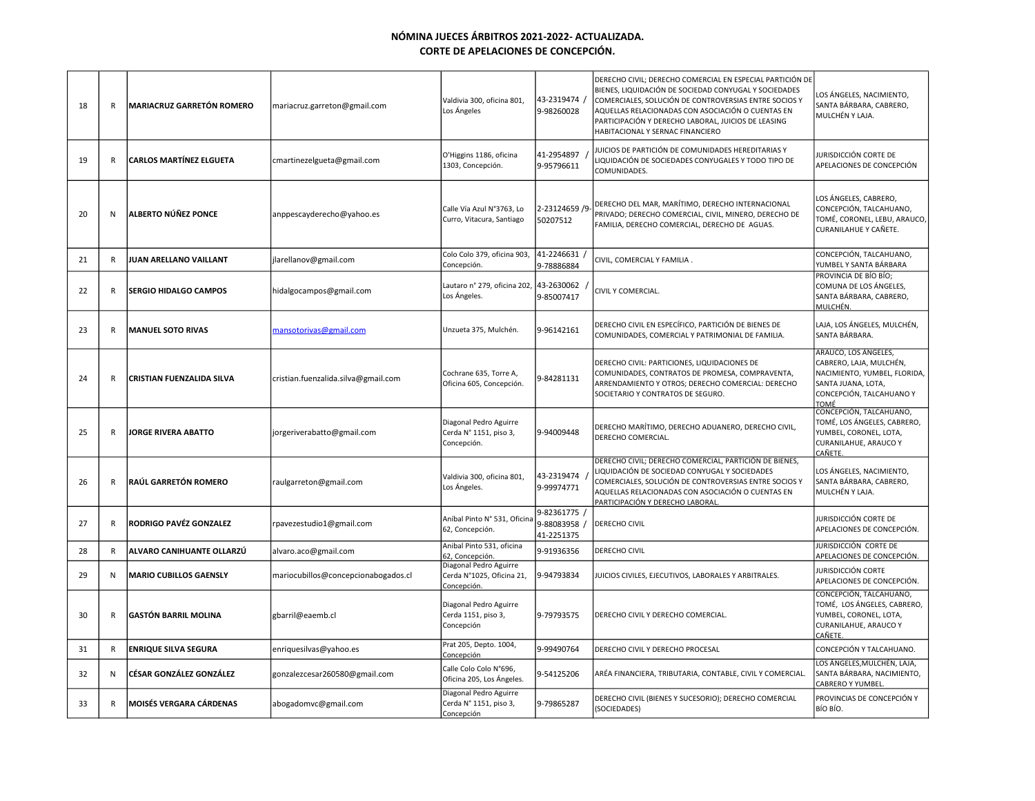# NÓMINA JUECES ÁRBITROS 2021-2022- ACTUALIZADA.
## CORTE DE APELACIONES DE CONCEPCIÓN.

| | | | | | | | |
|---|---|---|---|---|---|---|---|
| 18 | R | **MARIACRUZ GARRETÓN ROMERO** | mariacruz.garreton@gmail.com | Valdivia 300, oficina 801, Los Ángeles | 43-2319474 / 9-98260028 | DERECHO CIVIL; DERECHO COMERCIAL EN ESPECIAL PARTICIÓN DE BIENES, LIQUIDACIÓN DE SOCIEDAD CONYUGAL Y SOCIEDADES COMERCIALES, SOLUCIÓN DE CONTROVERSIAS ENTRE SOCIOS Y AQUELLAS RELACIONADAS CON ASOCIACIÓN O CUENTAS EN PARTICIPACIÓN Y DERECHO LABORAL, JUICIOS DE LEASING HABITACIONAL Y SERNAC FINANCIERO | LOS ÁNGELES, NACIMIENTO, SANTA BÁRBARA, CABRERO, MULCHÉN Y LAJA. |
| 19 | R | **CARLOS MARTÍNEZ ELGUETA** | cmartinezelgueta@gmail.com | O'Higgins 1186, oficina 1303, Concepción. | 41-2954897 / 9-95796611 | JUICIOS DE PARTICIÓN DE COMUNIDADES HEREDITARIAS Y LIQUIDACIÓN DE SOCIEDADES CONYUGALES Y TODO TIPO DE COMUNIDADES. | JURISDICCIÓN CORTE DE APELACIONES DE CONCEPCIÓN |
| 20 | N | **ALBERTO NÚÑEZ PONCE** | anppescayderecho@yahoo.es | Calle Vía Azul N°3763, Lo Curro, Vitacura, Santiago | 2-23124659 /9-50207512 | DERECHO DEL MAR, MARÍTIMO, DERECHO INTERNACIONAL PRIVADO; DERECHO COMERCIAL, CIVIL, MINERO, DERECHO DE FAMILIA, DERECHO COMERCIAL, DERECHO DE AGUAS. | LOS ÁNGELES, CABRERO, CONCEPCIÓN, TALCAHUANO, TOMÉ, CORONEL, LEBU, ARAUCO, CURANILAHUE Y CAÑETE. |
| 21 | R | **JUAN ARELLANO VAILLANT** | jlarellanov@gmail.com | Colo Colo 379, oficina 903, Concepción. | 41-2246631 / 9-78886884 | CIVIL, COMERCIAL Y FAMILIA . | CONCEPCIÓN, TALCAHUANO, YUMBEL Y SANTA BÁRBARA |
| 22 | R | **SERGIO HIDALGO CAMPOS** | hidalgocampos@gmail.com | Lautaro n° 279, oficina 202, Los Ángeles. | 43-2630062 / 9-85007417 | CIVIL Y COMERCIAL. | PROVINCIA DE BÍO BÍO; COMUNA DE LOS ÁNGELES, SANTA BÁRBARA, CABRERO, MULCHÉN. |
| 23 | R | **MANUEL SOTO RIVAS** | mansotorivas@gmail.com | Unzueta 375, Mulchén. | 9-96142161 | DERECHO CIVIL EN ESPECÍFICO, PARTICIÓN DE BIENES DE COMUNIDADES, COMERCIAL Y PATRIMONIAL DE FAMILIA. | LAJA, LOS ÁNGELES, MULCHÉN, SANTA BÁRBARA. |
| 24 | R | **CRISTIAN FUENZALIDA SILVA** | cristian.fuenzalida.silva@gmail.com | Cochrane 635, Torre A, Oficina 605, Concepción. | 9-84281131 | DERECHO CIVIL: PARTICIONES, LIQUIDACIONES DE COMUNIDADES, CONTRATOS DE PROMESA, COMPRAVENTA, ARRENDAMIENTO Y OTROS; DERECHO COMERCIAL: DERECHO SOCIETARIO Y CONTRATOS DE SEGURO. | ARAUCO, LOS ÁNGELES, CABRERO, LAJA, MULCHÉN, NACIMIENTO, YUMBEL, FLORIDA, SANTA JUANA, LOTA, CONCEPCIÓN, TALCAHUANO Y TOMÉ |
| 25 | R | **JORGE RIVERA ABATTO** | jorgeriverabatto@gmail.com | Diagonal Pedro Aguirre Cerda N° 1151, piso 3, Concepción. | 9-94009448 | DERECHO MARÍTIMO, DERECHO ADUANERO, DERECHO CIVIL, DERECHO COMERCIAL. | CONCEPCIÓN, TALCAHUANO, TOMÉ, LOS ÁNGELES, CABRERO, YUMBEL, CORONEL, LOTA, CURANILAHUE, ARAUCO Y CAÑETE. |
| 26 | R | **RAÚL GARRETÓN ROMERO** | raulgarreton@gmail.com | Valdivia 300, oficina 801, Los Ángeles. | 43-2319474 / 9-99974771 | DERECHO CIVIL; DERECHO COMERCIAL, PARTICIÓN DE BIENES, LIQUIDACIÓN DE SOCIEDAD CONYUGAL Y SOCIEDADES COMERCIALES, SOLUCIÓN DE CONTROVERSIAS ENTRE SOCIOS Y AQUELLAS RELACIONADAS CON ASOCIACIÓN O CUENTAS EN PARTICIPACIÓN Y DERECHO LABORAL. | LOS ÁNGELES, NACIMIENTO, SANTA BÁRBARA, CABRERO, MULCHÉN Y LAJA. |
| 27 | R | **RODRIGO PAVÉZ GONZALEZ** | rpavezestudio1@gmail.com | Aníbal Pinto N° 531, Oficina 62, Concepción. | 9-82361775 / 9-88083958 / 41-2251375 | DERECHO CIVIL | JURISDICCIÓN CORTE DE APELACIONES DE CONCEPCIÓN. |
| 28 | R | **ALVARO CANIHUANTE OLLARZÚ** | alvaro.aco@gmail.com | Aníbal Pinto 531, oficina 62, Concepción. | 9-91936356 | DERECHO CIVIL | JURISDICCIÓN CORTE DE APELACIONES DE CONCEPCIÓN. |
| 29 | N | **MARIO CUBILLOS GAENSLY** | mariocubillos@concepcionabogados.cl | Diagonal Pedro Aguirre Cerda N°1025, Oficina 21, Concepción. | 9-94793834 | JUICIOS CIVILES, EJECUTIVOS, LABORALES Y ARBITRALES. | JURISDICCIÓN CORTE APELACIONES DE CONCEPCIÓN. |
| 30 | R | **GASTÓN BARRIL MOLINA** | gbarril@eaemb.cl | Diagonal Pedro Aguirre Cerda 1151, piso 3, Concepción | 9-79793575 | DERECHO CIVIL Y DERECHO COMERCIAL. | CONCEPCIÓN, TALCAHUANO, TOMÉ, LOS ÁNGELES, CABRERO, YUMBEL, CORONEL, LOTA, CURANILAHUE, ARAUCO Y CAÑETE. |
| 31 | R | **ENRIQUE SILVA SEGURA** | enriquesilvas@yahoo.es | Prat 205, Depto. 1004, Concepción | 9-99490764 | DERECHO CIVIL Y DERECHO PROCESAL | CONCEPCIÓN Y TALCAHUANO. |
| 32 | N | **CÉSAR GONZÁLEZ GONZÁLEZ** | gonzalezcesar260580@gmail.com | Calle Colo Colo N°696, Oficina 205, Los Ángeles. | 9-54125206 | ARÉA FINANCIERA, TRIBUTARIA, CONTABLE, CIVIL Y COMERCIAL. | LOS ÁNGELES,MULCHÉN, LAJA, SANTA BÁRBARA, NACIMIENTO, CABRERO Y YUMBEL. |
| 33 | R | **MOISÉS VERGARA CÁRDENAS** | abogadomvc@gmail.com | Diagonal Pedro Aguirre Cerda N° 1151, piso 3, Concepción | 9-79865287 | DERECHO CIVIL (BIENES Y SUCESORIO); DERECHO COMERCIAL (SOCIEDADES) | PROVINCIAS DE CONCEPCIÓN Y BÍO BÍO. |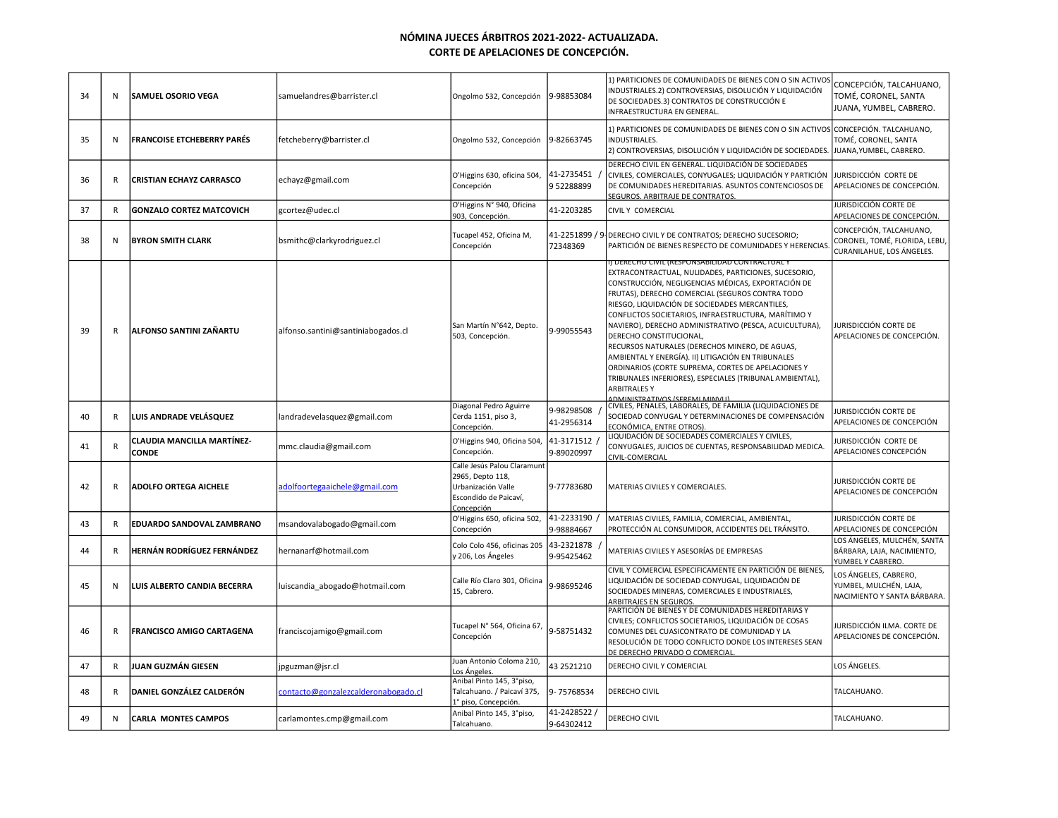**NÓMINA JUECES ÁRBITROS 2021-2022- ACTUALIZADA.**
**CORTE DE APELACIONES DE CONCEPCIÓN.**

| | | | | | | | |
|---|---|---|---|---|---|---|---|
| 34 | N | **SAMUEL OSORIO VEGA** | samuelandres@barrister.cl | Ongolmo 532, Concepción | 9-98853084 | 1) PARTICIONES DE COMUNIDADES DE BIENES CON O SIN ACTIVOS INDUSTRIALES.2) CONTROVERSIAS, DISOLUCIÓN Y LIQUIDACIÓN DE SOCIEDADES.3) CONTRATOS DE CONSTRUCCIÓN E INFRAESTRUCTURA EN GENERAL. | CONCEPCIÓN, TALCAHUANO, TOMÉ, CORONEL, SANTA JUANA, YUMBEL, CABRERO. |
| 35 | N | **FRANCOISE ETCHEBERRY PARÉS** | fetcheberry@barrister.cl | Ongolmo 532, Concepción | 9-82663745 | 1) PARTICIONES DE COMUNIDADES DE BIENES CON O SIN ACTIVOS INDUSTRIALES. 2) CONTROVERSIAS, DISOLUCIÓN Y LIQUIDACIÓN DE SOCIEDADES. | CONCEPCIÓN. TALCAHUANO, TOMÉ, CORONEL, SANTA JUANA,YUMBEL, CABRERO. |
| 36 | R | **CRISTIAN ECHAYZ CARRASCO** | echayz@gmail.com | O'Higgins 630, oficina 504, Concepción | 41-2735451 / 9 52288899 | DERECHO CIVIL EN GENERAL. LIQUIDACIÓN DE SOCIEDADES CIVILES, COMERCIALES, CONYUGALES; LIQUIDACIÓN Y PARTICIÓN DE COMUNIDADES HEREDITARIAS. ASUNTOS CONTENCIOSOS DE SEGUROS. ARBITRAJE DE CONTRATOS. | JURISDICCIÓN CORTE DE APELACIONES DE CONCEPCIÓN. |
| 37 | R | **GONZALO CORTEZ MATCOVICH** | gcortez@udec.cl | O'Higgins N° 940, Oficina 903, Concepción. | 41-2203285 | CIVIL Y COMERCIAL | JURISDICCIÓN CORTE DE APELACIONES DE CONCEPCIÓN. |
| 38 | N | **BYRON SMITH CLARK** | bsmithc@clarkyrodriguez.cl | Tucapel 452, Oficina M, Concepción | 41-2251899 / 9-72348369 | DERECHO CIVIL Y DE CONTRATOS; DERECHO SUCESORIO; PARTICIÓN DE BIENES RESPECTO DE COMUNIDADES Y HERENCIAS. | CONCEPCIÓN, TALCAHUANO, CORONEL, TOMÉ, FLORIDA, LEBU, CURANILAHUE, LOS ÁNGELES. |
| 39 | R | **ALFONSO SANTINI ZAÑARTU** | alfonso.santini@santiniabogados.cl | San Martín N°642, Depto. 503, Concepción. | 9-99055543 | I) DERECHO CIVIL (RESPONSABILIDAD CONTRACTUAL Y EXTRACONTRACTUAL, NULIDADES, PARTICIONES, SUCESORIO, CONSTRUCCIÓN, NEGLIGENCIAS MÉDICAS, EXPORTACIÓN DE FRUTAS), DERECHO COMERCIAL (SEGUROS CONTRA TODO RIESGO, LIQUIDACIÓN DE SOCIEDADES MERCANTILES, CONFLICTOS SOCIETARIOS, INFRAESTRUCTURA, MARÍTIMO Y NAVIERO), DERECHO ADMINISTRATIVO (PESCA, ACUICULTURA), DERECHO CONSTITUCIONAL, RECURSOS NATURALES (DERECHOS MINERO, DE AGUAS, AMBIENTAL Y ENERGÍA). II) LITIGACIÓN EN TRIBUNALES ORDINARIOS (CORTE SUPREMA, CORTES DE APELACIONES Y TRIBUNALES INFERIORES), ESPECIALES (TRIBUNAL AMBIENTAL), ARBITRALES Y ADMINISTRATIVOS (SEREMI MINVU) | JURISDICCIÓN CORTE DE APELACIONES DE CONCEPCIÓN. |
| 40 | R | **LUIS ANDRADE VELÁSQUEZ** | landradevelasquez@gmail.com | Diagonal Pedro Aguirre Cerda 1151, piso 3, Concepción. | 9-98298508 / 41-2956314 | CIVILES, PENALES, LABORALES, DE FAMILIA (LIQUIDACIONES DE SOCIEDAD CONYUGAL Y DETERMINACIONES DE COMPENSACIÓN ECONÓMICA, ENTRE OTROS). | JURISDICCIÓN CORTE DE APELACIONES DE CONCEPCIÓN |
| 41 | R | **CLAUDIA MANCILLA MARTÍNEZ-CONDE** | mmc.claudia@gmail.com | O'Higgins 940, Oficina 504, Concepción. | 41-3171512 / 9-89020997 | LIQUIDACIÓN DE SOCIEDADES COMERCIALES Y CIVILES, CONYUGALES, JUICIOS DE CUENTAS, RESPONSABILIDAD MEDICA. CIVIL-COMERCIAL | JURISDICCIÓN CORTE DE APELACIONES CONCEPCIÓN |
| 42 | R | **ADOLFO ORTEGA AICHELE** | adolfoortegaaichele@gmail.com | Calle Jesús Palou Claramunt 2965, Depto 118, Urbanización Valle Escondido de Paicaví, Concepción | 9-77783680 | MATERIAS CIVILES Y COMERCIALES. | JURISDICCIÓN CORTE DE APELACIONES DE CONCEPCIÓN |
| 43 | R | **EDUARDO SANDOVAL ZAMBRANO** | msandovalabogado@gmail.com | O'Higgins 650, oficina 502, Concepción | 41-2233190 / 9-98884667 | MATERIAS CIVILES, FAMILIA, COMERCIAL, AMBIENTAL, PROTECCIÓN AL CONSUMIDOR, ACCIDENTES DEL TRÁNSITO. | JURISDICCIÓN CORTE DE APELACIONES DE CONCEPCIÓN |
| 44 | R | **HERNÁN RODRÍGUEZ FERNÁNDEZ** | hernanarf@hotmail.com | Colo Colo 456, oficinas 205 y 206, Los Ángeles | 43-2321878 / 9-95425462 | MATERIAS CIVILES Y ASESORÍAS DE EMPRESAS | LOS ÁNGELES, MULCHÉN, SANTA BÁRBARA, LAJA, NACIMIENTO, YUMBEL Y CABRERO. |
| 45 | N | **LUIS ALBERTO CANDIA BECERRA** | luiscandia_abogado@hotmail.com | Calle Río Claro 301, Oficina 15, Cabrero. | 9-98695246 | CIVIL Y COMERCIAL ESPECIFICAMENTE EN PARTICIÓN DE BIENES, LIQUIDACIÓN DE SOCIEDAD CONYUGAL, LIQUIDACIÓN DE SOCIEDADES MINERAS, COMERCIALES E INDUSTRIALES, ARBITRAJES EN SEGUROS. | LOS ÁNGELES, CABRERO, YUMBEL, MULCHÉN, LAJA, NACIMIENTO Y SANTA BÁRBARA. |
| 46 | R | **FRANCISCO AMIGO CARTAGENA** | franciscojamigo@gmail.com | Tucapel N° 564, Oficina 67, Concepción | 9-58751432 | PARTICIÓN DE BIENES Y DE COMUNIDADES HEREDITARIAS Y CIVILES; CONFLICTOS SOCIETARIOS, LIQUIDACIÓN DE COSAS COMUNES DEL CUASICONTRATO DE COMUNIDAD Y LA RESOLUCIÓN DE TODO CONFLICTO DONDE LOS INTERESES SEAN DE DERECHO PRIVADO O COMERCIAL. | JURISDICCIÓN ILMA. CORTE DE APELACIONES DE CONCEPCIÓN. |
| 47 | R | **JUAN GUZMÁN GIESEN** | jpguzman@jsr.cl | Juan Antonio Coloma 210, Los Ángeles. | 43 2521210 | DERECHO CIVIL Y COMERCIAL | LOS ÁNGELES. |
| 48 | R | **DANIEL GONZÁLEZ CALDERÓN** | contacto@gonzalezcalderonabogado.cl | Anibal Pinto 145, 3°piso, Talcahuano. / Paicaví 375, 1° piso, Concepción. | 9- 75768534 | DERECHO CIVIL | TALCAHUANO. |
| 49 | N | **CARLA MONTES CAMPOS** | carlamontes.cmp@gmail.com | Anibal Pinto 145, 3°piso, Talcahuano. | 41-2428522 / 9-64302412 | DERECHO CIVIL | TALCAHUANO. |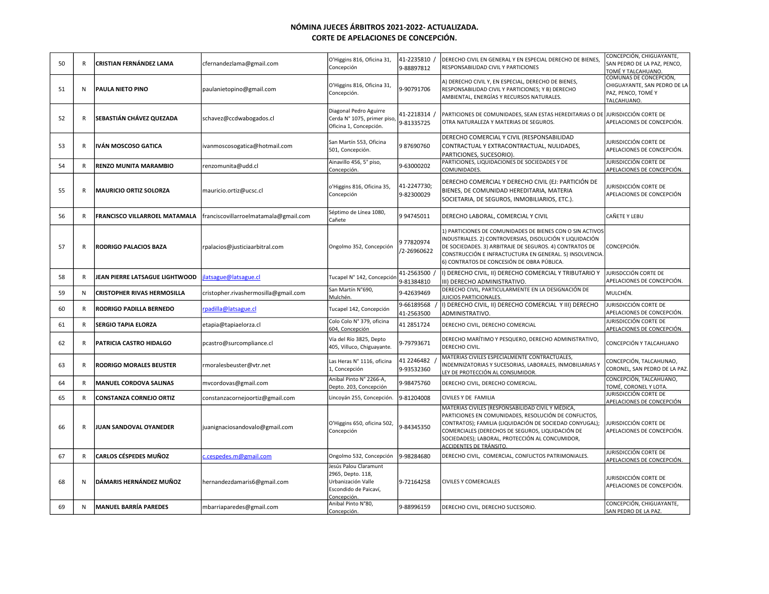# NÓMINA JUECES ÁRBITROS 2021-2022- ACTUALIZADA.
## CORTE DE APELACIONES DE CONCEPCIÓN.

| | | | | | | | |
|---|---|---|---|---|---|---|---|
| 50 | R | CRISTIAN FERNÁNDEZ LAMA | cfernandezlama@gmail.com | O'Higgins 816, Oficina 31, Concepción | 41-2235810 / 9-88897812 | DERECHO CIVIL EN GENERAL Y EN ESPECIAL DERECHO DE BIENES, RESPONSABILIDAD CIVIL Y PARTICIONES | CONCEPCIÓN, CHIGUAYANTE, SAN PEDRO DE LA PAZ, PENCO, TOMÉ Y TALCAHUANO. |
| 51 | N | PAULA NIETO PINO | paulanietopino@gmail.com | O'Higgins 816, Oficina 31, Concepción. | 9-90791706 | A) DERECHO CIVIL Y, EN ESPECIAL, DERECHO DE BIENES, RESPONSABILIDAD CIVIL Y PARTICIONES; Y B) DERECHO AMBIENTAL, ENERGÍAS Y RECURSOS NATURALES. | COMUNAS DE CONCEPCIÓN, CHIGUAYANTE, SAN PEDRO DE LA PAZ, PENCO, TOMÉ Y TALCAHUANO. |
| 52 | R | SEBASTIÁN CHÁVEZ QUEZADA | schavez@ccdwabogados.cl | Diagonal Pedro Aguirre Cerda N° 1075, primer piso, Oficina 1, Concepción. | 41-2218314 / 9-81335725 | PARTICIONES DE COMUNIDADES, SEAN ESTAS HEREDITARIAS O DE OTRA NATURALEZA Y MATERIAS DE SEGUROS. | JURISDICCIÓN CORTE DE APELACIONES DE CONCEPCIÓN. |
| 53 | R | IVÁN MOSCOSO GATICA | ivanmoscosogatica@hotmail.com | San Martín 553, Oficina 501, Concepción. | 9 87690760 | DERECHO COMERCIAL Y CIVIL (RESPONSABILIDAD CONTRACTUAL Y EXTRACONTRACTUAL, NULIDADES, PARTICIONES, SUCESORIO). | JURISDICCIÓN CORTE DE APELACIONES DE CONCEPCIÓN. |
| 54 | R | RENZO MUNITA MARAMBIO | renzomunita@udd.cl | Ainavillo 456, 5° piso, Concepción. | 9-63000202 | PARTICIONES, LIQUIDACIONES DE SOCIEDADES Y DE COMUNIDADES. | JURISDICCIÓN CORTE DE APELACIONES DE CONCEPCIÓN. |
| 55 | R | MAURICIO ORTIZ SOLORZA | mauricio.ortiz@ucsc.cl | o'Higgins 816, Oficina 35, Concepción | 41-2247730; 9-82300029 | DERECHO COMERCIAL Y DERECHO CIVIL (EJ: PARTICIÓN DE BIENES, DE COMUNIDAD HEREDITARIA, MATERIA SOCIETARIA, DE SEGUROS, INMOBILIARIOS, ETC.). | JURISDICCIÓN CORTE DE APELACIONES DE CONCEPCIÓN |
| 56 | R | FRANCISCO VILLARROEL MATAMALA | franciscovillarroelmatamala@gmail.com | Séptimo de Línea 1080, Cañete | 9 94745011 | DERECHO LABORAL, COMERCIAL Y CIVIL | CAÑETE Y LEBU |
| 57 | R | RODRIGO PALACIOS BAZA | rpalacios@justiciaarbitral.com | Ongolmo 352, Concepción | 9 77820974 /2-26960622 | 1) PARTICIONES DE COMUNIDADES DE BIENES CON O SIN ACTIVOS INDUSTRIALES. 2) CONTROVERSIAS, DISOLUCIÓN Y LIQUIDACIÓN DE SOCIEDADES. 3) ARBITRAJE DE SEGUROS. 4) CONTRATOS DE CONSTRUCCIÓN E INFRACTUCTURA EN GENERAL. 5) INSOLVENCIA. 6) CONTRATOS DE CONCESIÓN DE OBRA PÚBLICA. | CONCEPCIÓN. |
| 58 | R | JEAN PIERRE LATSAGUE LIGHTWOOD | jlatsague@latsague.cl | Tucapel N° 142, Concepción | 41-2563500 / 9-81384810 | I) DERECHO CIVIL, II) DERECHO COMERCIAL Y TRIBUTARIO Y III) DERECHO ADMINISTRATIVO. | JURISDCCIÓN CORTE DE APELACIONES DE CONCEPCIÓN. |
| 59 | N | CRISTOPHER RIVAS HERMOSILLA | cristopher.rivashermosilla@gmail.com | San Martín N°690, Mulchén. | 9-42639469 | DERECHO CIVIL, PARTICULARMENTE EN LA DESIGNACIÓN DE JUICIOS PARTICIONALES. | MULCHÉN. |
| 60 | R | RODRIGO PADILLA BERNEDO | rpadilla@latsague.cl | Tucapel 142, Concepción | 9-66189568 / 41-2563500 | I) DERECHO CIVIL, II) DERECHO COMERCIAL Y III) DERECHO ADMINISTRATIVO. | JURISDICCIÓN CORTE DE APELACIONES DE CONCEPCIÓN. |
| 61 | R | SERGIO TAPIA ELORZA | etapia@tapiaelorza.cl | Colo Colo N° 379, oficina 604, Concepción | 41 2851724 | DERECHO CIVIL, DERECHO COMERCIAL | JURISDICCIÓN CORTE DE APELACIONES DE CONCEPCIÓN. |
| 62 | R | PATRICIA CASTRO HIDALGO | pcastro@surcompliance.cl | Vía del Río 3825, Depto 405, Villuco, Chiguayante. | 9-79793671 | DERECHO MARÍTIMO Y PESQUERO, DERECHO ADMINISTRATIVO, DERECHO CIVIL. | CONCEPCIÓN Y TALCAHUANO |
| 63 | R | RODRIGO MORALES BEUSTER | rmoralesbeuster@vtr.net | Las Heras N° 1116, oficina 1, Concepción | 41 2246482 / 9-93532360 | MATERIAS CIVILES ESPECIALMENTE CONTRACTUALES, INDEMNIZATORIAS Y SUCESORIAS, LABORALES, INMOBILIARIAS Y LEY DE PROTECCIÓN AL CONSUMIDOR. | CONCEPCIÓN, TALCAHUNAO, CORONEL, SAN PEDRO DE LA PAZ. |
| 64 | R | MANUEL CORDOVA SALINAS | mvcordovas@gmail.com | Anibal Pinto N° 2266-A, Depto. 203, Concepción | 9-98475760 | DERECHO CIVIL, DERECHO COMERCIAL. | CONCEPCIÓN, TALCAHUANO, TOMÉ, CORONEL Y LOTA. |
| 65 | R | CONSTANZA CORNEJO ORTIZ | constanzacornejoortiz@gmail.com | Lincoyán 255, Concepción. | 9-81204008 | CIVILES Y DE FAMILIA | JURISDICCIÓN CORTE DE APELACIONES DE CONCEPCIÓN |
| 66 | R | JUAN SANDOVAL OYANEDER | juanignaciosandovalo@gmail.com | O'Higgins 650, oficina 502, Concepción | 9-84345350 | MATERIAS CIVILES (RESPONSABILIDAD CIVIL Y MÉDICA, PARTICIONES EN COMUNIDADES, RESOLUCIÓN DE CONFLICTOS, CONTRATOS); FAMILIA (LIQUIDACIÓN DE SOCIEDAD CONYUGAL); COMERCIALES (DERECHOS DE SEGUROS, LIQUIDACIÓN DE SOCIEDADES); LABORAL, PROTECCIÓN AL CONCUMIDOR, ACCIDENTES DE TRÁNSITO. | JURISDICCIÓN CORTE DE APELACIONES DE CONCEPCIÓN. |
| 67 | R | CARLOS CÉSPEDES MUÑOZ | c.cespedes.m@gmail.com | Ongolmo 532, Concepción | 9-98284680 | DERECHO CIVIL, COMERCIAL, CONFLICTOS PATRIMONIALES. | JURISDICCIÓN CORTE DE APELACIONES DE CONCEPCIÓN. |
| 68 | N | DÁMARIS HERNÁNDEZ MUÑOZ | hernandezdamaris6@gmail.com | Jesús Palou Claramunt 2965, Depto. 118, Urbanización Valle Escondido de Paicaví, Concepción. | 9-72164258 | CIVILES Y COMERCIALES | JURISDICCIÓN CORTE DE APELACIONES DE CONCEPCIÓN. |
| 69 | N | MANUEL BARRÍA PAREDES | mbarriaparedes@gmail.com | Anibal Pinto N°80, Concepción. | 9-88996159 | DERECHO CIVIL, DERECHO SUCESORIO. | CONCEPCIÓN, CHIGUAYANTE, SAN PEDRO DE LA PAZ. |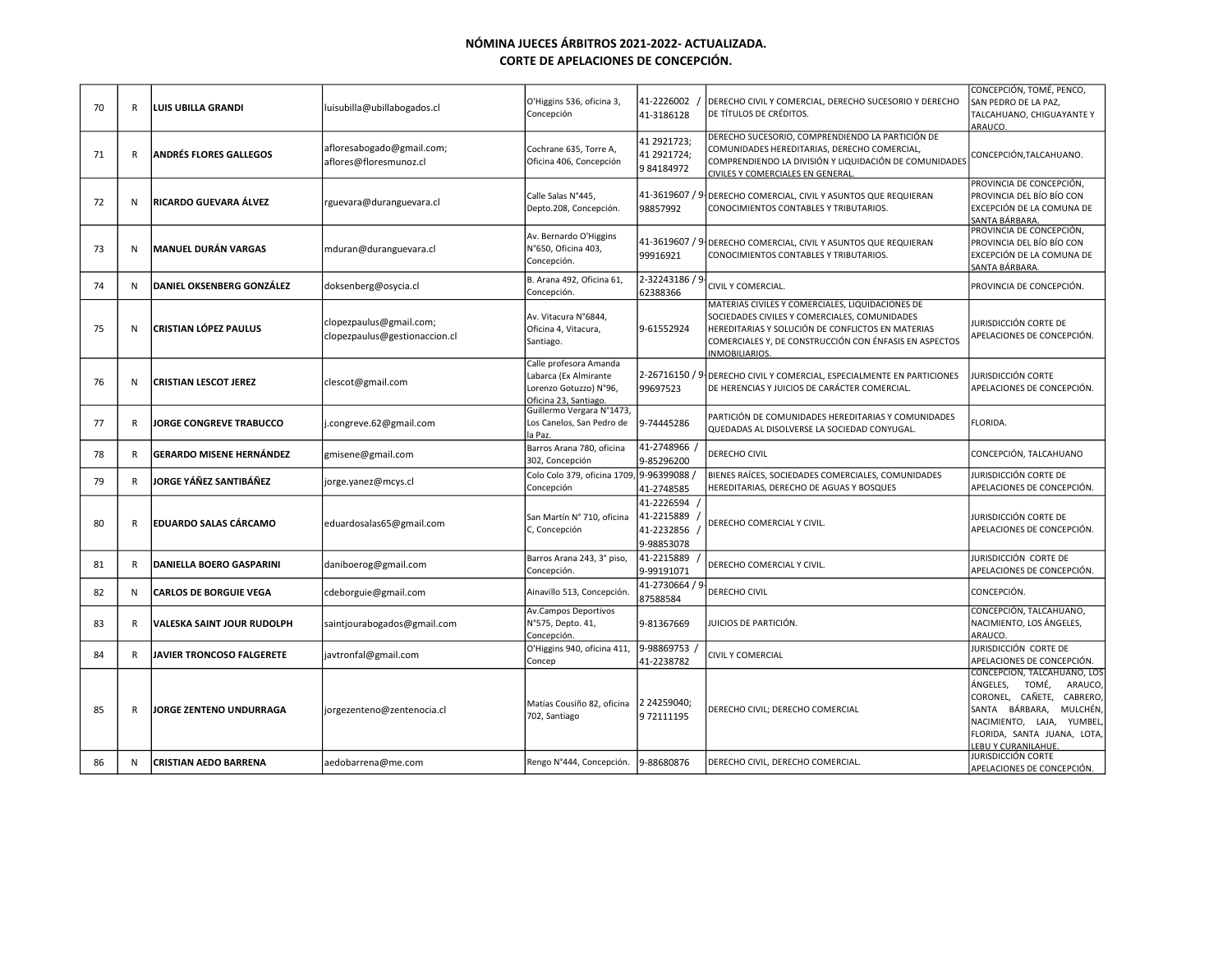## NÓMINA JUECES ÁRBITROS 2021-2022- ACTUALIZADA.
## CORTE DE APELACIONES DE CONCEPCIÓN.

| | | | | | | | |
|---|---|---|---|---|---|---|---|
| 70 | R | **LUIS UBILLA GRANDI** | luisubilla@ubillabogados.cl | O'Higgins 536, oficina 3, Concepción | 41-2226002 / 41-3186128 | DERECHO CIVIL Y COMERCIAL, DERECHO SUCESORIO Y DERECHO DE TÍTULOS DE CRÉDITOS. | CONCEPCIÓN, TOMÉ, PENCO, SAN PEDRO DE LA PAZ, TALCAHUANO, CHIGUAYANTE Y ARAUCO. |
| 71 | R | **ANDRÉS FLORES GALLEGOS** | afloresabogado@gmail.com; aflores@floresmunoz.cl | Cochrane 635, Torre A, Oficina 406, Concepción | 41 2921723; 41 2921724; 9 84184972 | DERECHO SUCESORIO, COMPRENDIENDO LA PARTICIÓN DE COMUNIDADES HEREDITARIAS, DERECHO COMERCIAL, COMPRENDIENDO LA DIVISIÓN Y LIQUIDACIÓN DE COMUNIDADES CIVILES Y COMERCIALES EN GENERAL. | CONCEPCIÓN,TALCAHUANO. |
| 72 | N | **RICARDO GUEVARA ÁLVEZ** | rguevara@duranguevara.cl | Calle Salas N°445, Depto.208, Concepción. | 41-3619607 / 9-98857992 | DERECHO COMERCIAL, CIVIL Y ASUNTOS QUE REQUIERAN CONOCIMIENTOS CONTABLES Y TRIBUTARIOS. | PROVINCIA DE CONCEPCIÓN, PROVINCIA DEL BÍO BÍO CON EXCEPCIÓN DE LA COMUNA DE SANTA BÁRBARA. |
| 73 | N | **MANUEL DURÁN VARGAS** | mduran@duranguevara.cl | Av. Bernardo O'Higgins N°650, Oficina 403, Concepción. | 41-3619607 / 9-99916921 | DERECHO COMERCIAL, CIVIL Y ASUNTOS QUE REQUIERAN CONOCIMIENTOS CONTABLES Y TRIBUTARIOS. | PROVINCIA DE CONCEPCIÓN, PROVINCIA DEL BÍO BÍO CON EXCEPCIÓN DE LA COMUNA DE SANTA BÁRBARA. |
| 74 | N | **DANIEL OKSENBERG GONZÁLEZ** | doksenberg@osycia.cl | B. Arana 492, Oficina 61, Concepción. | 2-32243186 / 9-62388366 | CIVIL Y COMERCIAL. | PROVINCIA DE CONCEPCIÓN. |
| 75 | N | **CRISTIAN LÓPEZ PAULUS** | clopezpaulus@gmail.com; clopezpaulus@gestionaccion.cl | Av. Vitacura N°6844, Oficina 4, Vitacura, Santiago. | 9-61552924 | MATERIAS CIVILES Y COMERCIALES, LIQUIDACIONES DE SOCIEDADES CIVILES Y COMERCIALES, COMUNIDADES HEREDITARIAS Y SOLUCIÓN DE CONFLICTOS EN MATERIAS COMERCIALES Y, DE CONSTRUCCIÓN CON ÉNFASIS EN ASPECTOS INMOBILIARIOS. | JURISDICCIÓN CORTE DE APELACIONES DE CONCEPCIÓN. |
| 76 | N | **CRISTIAN LESCOT JEREZ** | clescot@gmail.com | Calle profesora Amanda Labarca (Ex Almirante Lorenzo Gotuzzo) N°96, Oficina 23, Santiago. | 2-26716150 / 9-99697523 | DERECHO CIVIL Y COMERCIAL, ESPECIALMENTE EN PARTICIONES DE HERENCIAS Y JUICIOS DE CARÁCTER COMERCIAL. | JURISDICCIÓN CORTE APELACIONES DE CONCEPCIÓN. |
| 77 | R | **JORGE CONGREVE TRABUCCO** | j.congreve.62@gmail.com | Guillermo Vergara N°1473, Los Canelos, San Pedro de la Paz. | 9-74445286 | PARTICIÓN DE COMUNIDADES HEREDITARIAS Y COMUNIDADES QUEDADAS AL DISOLVERSE LA SOCIEDAD CONYUGAL. | FLORIDA. |
| 78 | R | **GERARDO MISENE HERNÁNDEZ** | gmisene@gmail.com | Barros Arana 780, oficina 302, Concepción | 41-2748966 / 9-85296200 | DERECHO CIVIL | CONCEPCIÓN, TALCAHUANO |
| 79 | R | **JORGE YÁÑEZ SANTIBÁÑEZ** | jorge.yanez@mcys.cl | Colo Colo 379, oficina 1709, Concepción | 9-96399088 / 41-2748585 | BIENES RAÍCES, SOCIEDADES COMERCIALES, COMUNIDADES HEREDITARIAS, DERECHO DE AGUAS Y BOSQUES | JURISDICCIÓN CORTE DE APELACIONES DE CONCEPCIÓN. |
| 80 | R | **EDUARDO SALAS CÁRCAMO** | eduardosalas65@gmail.com | San Martín N° 710, oficina C, Concepción | 41-2226594 / 41-2215889 / 41-2232856 / 9-98853078 | DERECHO COMERCIAL Y CIVIL. | JURISDICCIÓN CORTE DE APELACIONES DE CONCEPCIÓN. |
| 81 | R | **DANIELLA BOERO GASPARINI** | daniboerog@gmail.com | Barros Arana 243, 3° piso, Concepción. | 41-2215889 / 9-99191071 | DERECHO COMERCIAL Y CIVIL. | JURISDICCIÓN CORTE DE APELACIONES DE CONCEPCIÓN. |
| 82 | N | **CARLOS DE BORGUIE VEGA** | cdeborguie@gmail.com | Ainavillo 513, Concepción. | 41-2730664 / 9-87588584 | DERECHO CIVIL | CONCEPCIÓN. |
| 83 | R | **VALESKA SAINT JOUR RUDOLPH** | saintjourabogados@gmail.com | Av.Campos Deportivos N°575, Depto. 41, Concepción. | 9-81367669 | JUICIOS DE PARTICIÓN. | CONCEPCIÓN, TALCAHUANO, NACIMIENTO, LOS ÁNGELES, ARAUCO. |
| 84 | R | **JAVIER TRONCOSO FALGERETE** | javtronfal@gmail.com | O'Higgins 940, oficina 411, Concep | 9-98869753 / 41-2238782 | CIVIL Y COMERCIAL | JURISDICCIÓN CORTE DE APELACIONES DE CONCEPCIÓN. |
| 85 | R | **JORGE ZENTENO UNDURRAGA** | jorgezenteno@zentenocia.cl | Matías Cousiño 82, oficina 702, Santiago | 2 24259040; 9 72111195 | DERECHO CIVIL; DERECHO COMERCIAL | CONCEPCION, TALCAHUANO, LOS ÁNGELES, TOMÉ, ARAUCO, CORONEL, CAÑETE, CABRERO, SANTA BÁRBARA, MULCHÉN, NACIMIENTO, LAJA, YUMBEL, FLORIDA, SANTA JUANA, LOTA, LEBU Y CURANILAHUE. |
| 86 | N | **CRISTIAN AEDO BARRENA** | aedobarrena@me.com | Rengo N°444, Concepción. | 9-88680876 | DERECHO CIVIL, DERECHO COMERCIAL. | JURISDICCIÓN CORTE APELACIONES DE CONCEPCIÓN. |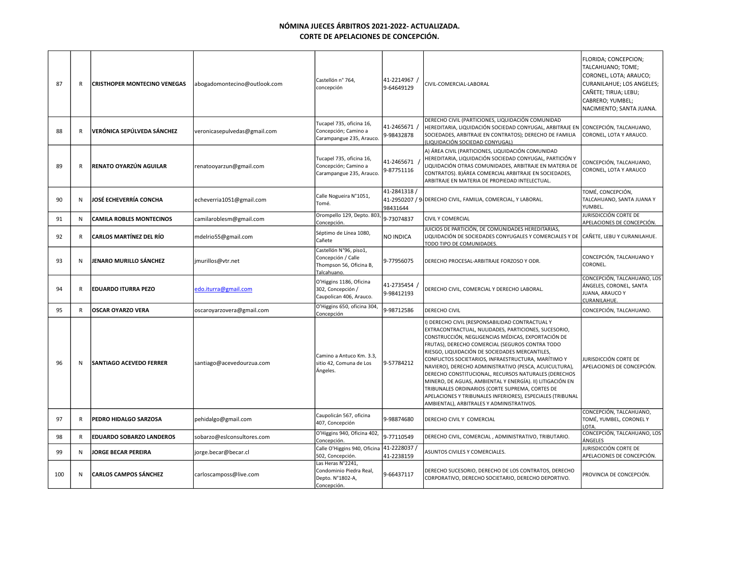**NÓMINA JUECES ÁRBITROS 2021-2022- ACTUALIZADA.**
**CORTE DE APELACIONES DE CONCEPCIÓN.**

| | | | | | | | |
|---|---|---|---|---|---|---|---|
| 87 | R | **CRISTHOPER MONTECINO VENEGAS** | abogadomontecino@outlook.com | Castellón n° 764, concepción | 41-2214967 / 9-64649129 | CIVIL-COMERCIAL-LABORAL | FLORIDA; CONCEPCION; TALCAHUANO; TOME; CORONEL, LOTA; ARAUCO; CURANILAHUE; LOS ANGELES; CAÑETE; TIRUA; LEBU; CABRERO; YUMBEL; NACIMIENTO; SANTA JUANA. |
| 88 | R | **VERÓNICA SEPÚLVEDA SÁNCHEZ** | veronicasepulvedas@gmail.com | Tucapel 735, oficina 16, Concepción; Camino a Carampangue 235, Arauco. | 41-2465671 / 9-98432878 | DERECHO CIVIL (PARTICIONES, LIQUIDACIÓN COMUNIDAD HEREDITARIA, LIQUIDACIÓN SOCIEDAD CONYUGAL, ARBITRAJE EN SOCIEDADES, ARBITRAJE EN CONTRATOS); DERECHO DE FAMILIA (LIQUIDACIÓN SOCIEDAD CONYUGAL) | CONCEPCIÓN, TALCAHUANO, CORONEL, LOTA Y ARAUCO. |
| 89 | R | **RENATO OYARZÚN AGUILAR** | renatooyarzun@gmail.com | Tucapel 735, oficina 16, Concepción; Camino a Carampangue 235, Arauco. | 41-2465671 / 9-87751116 | A) ÁREA CIVIL (PARTICIONES, LIQUIDACIÓN COMUNIDAD HEREDITARIA, LIQUIDACIÓN SOCIEDAD CONYUGAL, PARTICIÓN Y LIQUIDACIÓN OTRAS COMUNIDADES, ARBITRAJE EN MATERIA DE CONTRATOS). B)ÁREA COMERCIAL ARBITRAJE EN SOCIEDADES, ARBITRAJE EN MATERIA DE PROPIEDAD INTELECTUAL. | CONCEPCIÓN, TALCAHUANO, CORONEL, LOTA Y ARAUCO |
| 90 | N | **JOSÉ ECHEVERRÍA CONCHA** | echeverria1051@gmail.com | Calle Nogueira N°1051, Tomé. | 41-2841318 / 41-2950207 / 9-98431644 | DERECHO CIVIL, FAMILIA, COMERCIAL, Y LABORAL. | TOMÉ, CONCEPCIÓN, TALCAHUANO, SANTA JUANA Y YUMBEL. |
| 91 | N | **CAMILA ROBLES MONTECINOS** | camilaroblesm@gmail.com | Orompello 129, Depto. 803, Concepción. | 9-73074837 | CIVIL Y COMERCIAL | JURISDICCIÓN CORTE DE APELACIONES DE CONCEPCIÓN. |
| 92 | R | **CARLOS MARTÍNEZ DEL RÍO** | mdelrio55@gmail.com | Séptimo de Línea 1080, Cañete | NO INDICA | JUICIOS DE PARTICIÓN, DE COMUNIDADES HEREDITARIAS, LIQUIDACIÓN DE SOCIEDADES CONYUGALES Y COMERCIALES Y DE TODO TIPO DE COMUNIDADES. | CAÑETE, LEBU Y CURANILAHUE. |
| 93 | N | **JENARO MURILLO SÁNCHEZ** | jmurillos@vtr.net | Castellón N°96, piso1, Concepción / Calle Thompson 56, Oficina B, Talcahuano. | 9-77956075 | DERECHO PROCESAL-ARBITRAJE FORZOSO Y ODR. | CONCEPCIÓN, TALCAHUANO Y CORONEL. |
| 94 | R | **EDUARDO ITURRA PEZO** | edo.iturra@gmail.com | O'Higgins 1186, Oficina 302, Concepción / Caupolican 406, Arauco. | 41-2735454 / 9-98412193 | DERECHO CIVIL, COMERCIAL Y DERECHO LABORAL. | CONCEPCIÓN, TALCAHUANO, LOS ÁNGELES, CORONEL, SANTA JUANA, ARAUCO Y CURANILAHUE. |
| 95 | R | **OSCAR OYARZO VERA** | oscaroyarzovera@gmail.com | O'Higgins 650, oficina 304, Concepción | 9-98712586 | DERECHO CIVIL | CONCEPCIÓN, TALCAHUANO. |
| 96 | N | **SANTIAGO ACEVEDO FERRER** | santiago@acevedourzua.com | Camino a Antuco Km. 3.3, sitio 42, Comuna de Los Ángeles. | 9-57784212 | I) DERECHO CIVIL (RESPONSABILIDAD CONTRACTUAL Y EXTRACONTRACTUAL, NULIDADES, PARTICIONES, SUCESORIO, CONSTRUCCIÓN, NEGLIGENCIAS MÉDICAS, EXPORTACIÓN DE FRUTAS), DERECHO COMERCIAL (SEGUROS CONTRA TODO RIESGO, LIQUIDACIÓN DE SOCIEDADES MERCANTILES, CONFLICTOS SOCIETARIOS, INFRAESTRUCTURA, MARÍTIMO Y NAVIERO), DERECHO ADMINISTRATIVO (PESCA, ACUICULTURA), DERECHO CONSTITUCIONAL, RECURSOS NATURALES (DERECHOS MINERO, DE AGUAS, AMBIENTAL Y ENERGÍA). II) LITIGACIÓN EN TRIBUNALES ORDINARIOS (CORTE SUPREMA, CORTES DE APELACIONES Y TRIBUNALES INFERIORES), ESPECIALES (TRIBUNAL AMBIENTAL), ARBITRALES Y ADMINISTRATIVOS. | JURISDICCIÓN CORTE DE APELACIONES DE CONCEPCIÓN. |
| 97 | R | **PEDRO HIDALGO SARZOSA** | pehidalgo@gmail.com | Caupolicán 567, oficina 407, Concepción | 9-98874680 | DERECHO CIVIL Y COMERCIAL | CONCEPCIÓN, TALCAHUANO, TOMÉ, YUMBEL, CORONEL Y LOTA. |
| 98 | R | **EDUARDO SOBARZO LANDEROS** | sobarzo@eslconsultores.com | O'Higgins 940, Oficina 402, Concepción. | 9-77110549 | DERECHO CIVIL, COMERCIAL , ADMINISTRATIVO, TRIBUTARIO. | CONCEPCIÓN, TALCAHUANO, LOS ÁNGELES |
| 99 | N | **JORGE BECAR PEREIRA** | jorge.becar@becar.cl | Calle O'Higgins 940, Oficina 502, Concepción. | 41-2228037 / 41-2238159 | ASUNTOS CIVILES Y COMERCIALES. | JURISDICCIÓN CORTE DE APELACIONES DE CONCEPCIÓN. |
| 100 | N | **CARLOS CAMPOS SÁNCHEZ** | carloscamposs@live.com | Las Heras N°2241, Condominio Piedra Real, Depto. N°1802-A, Concepción. | 9-66437117 | DERECHO SUCESORIO, DERECHO DE LOS CONTRATOS, DERECHO CORPORATIVO, DERECHO SOCIETARIO, DERECHO DEPORTIVO. | PROVINCIA DE CONCEPCIÓN. |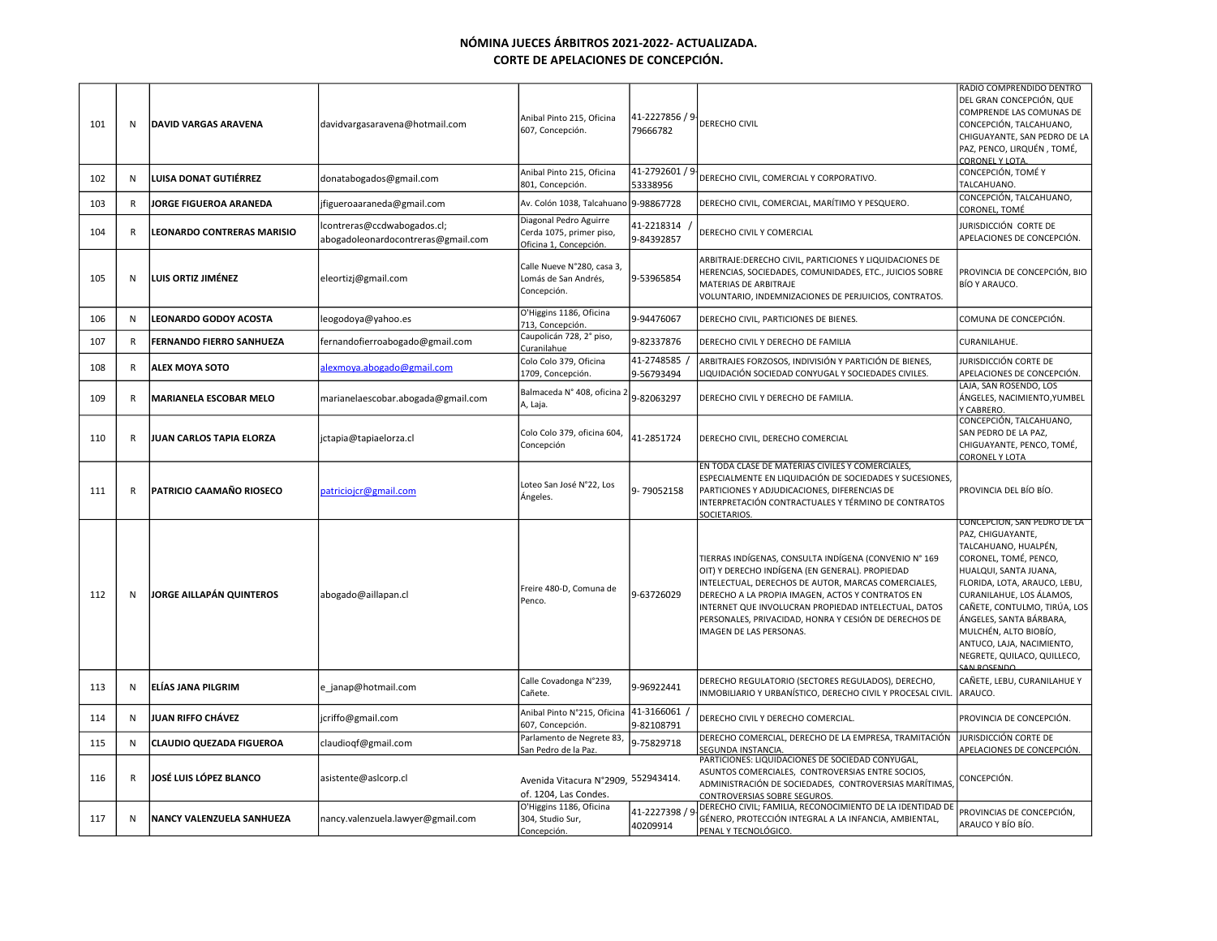**NÓMINA JUECES ÁRBITROS 2021-2022- ACTUALIZADA.**
**CORTE DE APELACIONES DE CONCEPCIÓN.**

| | | | | | | | |
|---|---|---|---|---|---|---|---|
| 101 | N | **DAVID VARGAS ARAVENA** | davidvargasaravena@hotmail.com | Anibal Pinto 215, Oficina 607, Concepción. | 41-2227856 / 9-79666782 | DERECHO CIVIL | RADIO COMPRENDIDO DENTRO DEL GRAN CONCEPCIÓN, QUE COMPRENDE LAS COMUNAS DE CONCEPCIÓN, TALCAHUANO, CHIGUAYANTE, SAN PEDRO DE LA PAZ, PENCO, LIRQUÉN , TOMÉ, CORONEL Y LOTA. |
| 102 | N | **LUISA DONAT GUTIÉRREZ** | donatabogados@gmail.com | Anibal Pinto 215, Oficina 801, Concepción. | 41-2792601 / 9-53338956 | DERECHO CIVIL, COMERCIAL Y CORPORATIVO. | CONCEPCIÓN, TOMÉ Y TALCAHUANO. |
| 103 | R | **JORGE FIGUEROA ARANEDA** | jfigueroaaraneda@gmail.com | Av. Colón 1038, Talcahuano | 9-98867728 | DERECHO CIVIL, COMERCIAL, MARÍTIMO Y PESQUERO. | CONCEPCIÓN, TALCAHUANO, CORONEL, TOMÉ |
| 104 | R | **LEONARDO CONTRERAS MARISIO** | lcontreras@ccdwabogados.cl; abogadoleonardocontreras@gmail.com | Diagonal Pedro Aguirre Cerda 1075, primer piso, Oficina 1, Concepción. | 41-2218314 / 9-84392857 | DERECHO CIVIL Y COMERCIAL | JURISDICCIÓN CORTE DE APELACIONES DE CONCEPCIÓN. |
| 105 | N | **LUIS ORTIZ JIMÉNEZ** | eleortizj@gmail.com | Calle Nueve N°280, casa 3, Lomás de San Andrés, Concepción. | 9-53965854 | ARBITRAJE:DERECHO CIVIL, PARTICIONES Y LIQUIDACIONES DE HERENCIAS, SOCIEDADES, COMUNIDADES, ETC., JUICIOS SOBRE MATERIAS DE ARBITRAJE VOLUNTARIO, INDEMNIZACIONES DE PERJUICIOS, CONTRATOS. | PROVINCIA DE CONCEPCIÓN, BIO BÍO Y ARAUCO. |
| 106 | N | **LEONARDO GODOY ACOSTA** | leogodoya@yahoo.es | O'Higgins 1186, Oficina 713, Concepción. | 9-94476067 | DERECHO CIVIL, PARTICIONES DE BIENES. | COMUNA DE CONCEPCIÓN. |
| 107 | R | **FERNANDO FIERRO SANHUEZA** | fernandofierroabogado@gmail.com | Caupolicán 728, 2° piso, Curanilahue | 9-82337876 | DERECHO CIVIL Y DERECHO DE FAMILIA | CURANILAHUE. |
| 108 | R | **ALEX MOYA SOTO** | alexmoya.abogado@gmail.com | Colo Colo 379, Oficina 1709, Concepción. | 41-2748585 / 9-56793494 | ARBITRAJES FORZOSOS, INDIVISIÓN Y PARTICIÓN DE BIENES, LIQUIDACIÓN SOCIEDAD CONYUGAL Y SOCIEDADES CIVILES. | JURISDICCIÓN CORTE DE APELACIONES DE CONCEPCIÓN. |
| 109 | R | **MARIANELA ESCOBAR MELO** | marianelaescobar.abogada@gmail.com | Balmaceda N° 408, oficina 2 A, Laja. | 9-82063297 | DERECHO CIVIL Y DERECHO DE FAMILIA. | LAJA, SAN ROSENDO, LOS ÁNGELES, NACIMIENTO,YUMBEL Y CABRERO. |
| 110 | R | **JUAN CARLOS TAPIA ELORZA** | jctapia@tapiaelorza.cl | Colo Colo 379, oficina 604, Concepción | 41-2851724 | DERECHO CIVIL, DERECHO COMERCIAL | CONCEPCIÓN, TALCAHUANO, SAN PEDRO DE LA PAZ, CHIGUAYANTE, PENCO, TOMÉ, CORONEL Y LOTA |
| 111 | R | **PATRICIO CAAMAÑO RIOSECO** | patriciojcr@gmail.com | Loteo San José N°22, Los Ángeles. | 9- 79052158 | EN TODA CLASE DE MATERIAS CIVILES Y COMERCIALES, ESPECIALMENTE EN LIQUIDACIÓN DE SOCIEDADES Y SUCESIONES, PARTICIONES Y ADJUDICACIONES, DIFERENCIAS DE INTERPRETACIÓN CONTRACTUALES Y TÉRMINO DE CONTRATOS SOCIETARIOS. | PROVINCIA DEL BÍO BÍO. |
| 112 | N | **JORGE AILLAPÁN QUINTEROS** | abogado@aillapan.cl | Freire 480-D, Comuna de Penco. | 9-63726029 | TIERRAS INDÍGENAS, CONSULTA INDÍGENA (CONVENIO N° 169 OIT) Y DERECHO INDÍGENA (EN GENERAL). PROPIEDAD INTELECTUAL, DERECHOS DE AUTOR, MARCAS COMERCIALES, DERECHO A LA PROPIA IMAGEN, ACTOS Y CONTRATOS EN INTERNET QUE INVOLUCRAN PROPIEDAD INTELECTUAL, DATOS PERSONALES, PRIVACIDAD, HONRA Y CESIÓN DE DERECHOS DE IMAGEN DE LAS PERSONAS. | CONCEPCIÓN, SAN PEDRO DE LA PAZ, CHIGUAYANTE, TALCAHUANO, HUALPÉN, CORONEL, TOMÉ, PENCO, HUALQUI, SANTA JUANA, FLORIDA, LOTA, ARAUCO, LEBU, CURANILAHUE, LOS ÁLAMOS, CAÑETE, CONTULMO, TIRÚA, LOS ÁNGELES, SANTA BÁRBARA, MULCHÉN, ALTO BIOBÍO, ANTUCO, LAJA, NACIMIENTO, NEGRETE, QUILACO, QUILLECO, SAN ROSENDO. |
| 113 | N | **ELÍAS JANA PILGRIM** | e_janap@hotmail.com | Calle Covadonga N°239, Cañete. | 9-96922441 | DERECHO REGULATORIO (SECTORES REGULADOS), DERECHO, INMOBILIARIO Y URBANÍSTICO, DERECHO CIVIL Y PROCESAL CIVIL. | CAÑETE, LEBU, CURANILAHUE Y ARAUCO. |
| 114 | N | **JUAN RIFFO CHÁVEZ** | jcriffo@gmail.com | Anibal Pinto N°215, Oficina 607, Concepción. | 41-3166061 / 9-82108791 | DERECHO CIVIL Y DERECHO COMERCIAL. | PROVINCIA DE CONCEPCIÓN. |
| 115 | N | **CLAUDIO QUEZADA FIGUEROA** | claudioqf@gmail.com | Parlamento de Negrete 83, San Pedro de la Paz. | 9-75829718 | DERECHO COMERCIAL, DERECHO DE LA EMPRESA, TRAMITACIÓN SEGUNDA INSTANCIA. | JURISDICCIÓN CORTE DE APELACIONES DE CONCEPCIÓN. |
| 116 | R | **JOSÉ LUIS LÓPEZ BLANCO** | asistente@aslcorp.cl | Avenida Vitacura N°2909, of. 1204, Las Condes. | 552943414. | PARTICIONES: LIQUIDACIONES DE SOCIEDAD CONYUGAL, ASUNTOS COMERCIALES, CONTROVERSIAS ENTRE SOCIOS, ADMINISTRACIÓN DE SOCIEDADES, CONTROVERSIAS MARÍTIMAS, CONTROVERSIAS SOBRE SEGUROS. | CONCEPCIÓN. |
| 117 | N | **NANCY VALENZUELA SANHUEZA** | nancy.valenzuela.lawyer@gmail.com | O'Higgins 1186, Oficina 304, Studio Sur, Concepción. | 41-2227398 / 9-40209914 | DERECHO CIVIL; FAMILIA, RECONOCIMIENTO DE LA IDENTIDAD DE GÉNERO, PROTECCIÓN INTEGRAL A LA INFANCIA, AMBIENTAL, PENAL Y TECNOLÓGICO. | PROVINCIAS DE CONCEPCIÓN, ARAUCO Y BÍO BÍO. |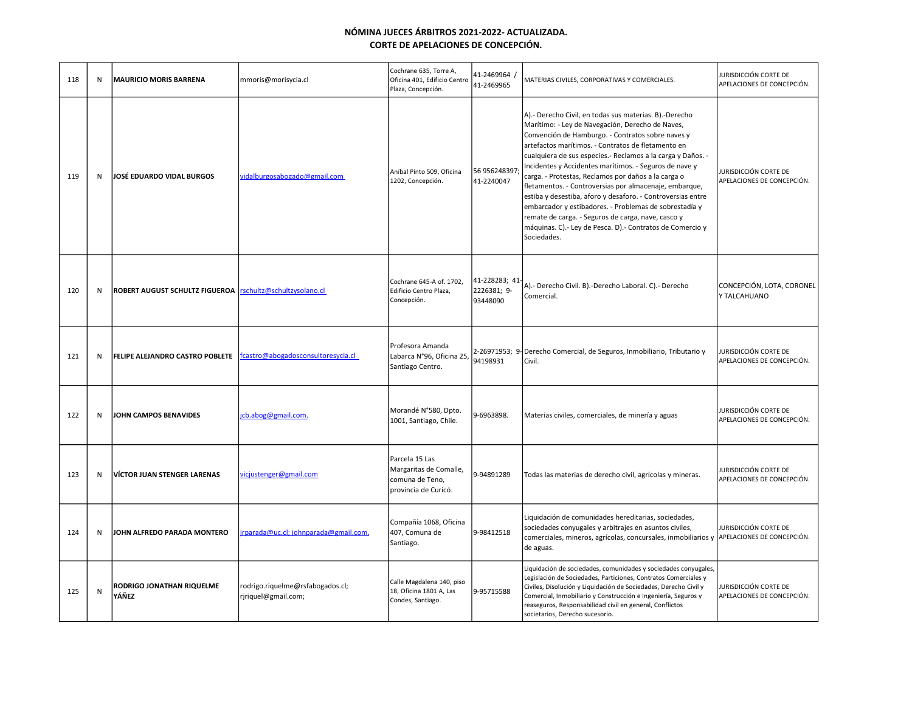**NÓMINA JUECES ÁRBITROS 2021-2022- ACTUALIZADA.**
**CORTE DE APELACIONES DE CONCEPCIÓN.**

| | | | | | | | |
|---|---|---|---|---|---|---|---|
| 118 | N | **MAURICIO MORIS BARRENA** | mmoris@morisycia.cl | Cochrane 635, Torre A, Oficina 401, Edificio Centro Plaza, Concepción. | 41-2469964 / 41-2469965 | MATERIAS CIVILES, CORPORATIVAS Y COMERCIALES. | JURISDICCIÓN CORTE DE APELACIONES DE CONCEPCIÓN. |
| 119 | N | **JOSÉ EDUARDO VIDAL BURGOS** | vidalburgosabogado@gmail.com | Aníbal Pinto 509, Oficina 1202, Concepción. | 56 956248397; 41-2240047 | A).- Derecho Civil, en todas sus materias. B).-Derecho Marítimo: - Ley de Navegación, Derecho de Naves, Convención de Hamburgo. - Contratos sobre naves y artefactos marítimos. - Contratos de fletamento en cualquiera de sus especies.- Reclamos a la carga y Daños. - Incidentes y Accidentes marítimos. - Seguros de nave y carga. - Protestas, Reclamos por daños a la carga o fletamentos. - Controversias por almacenaje, embarque, estiba y desestiba, aforo y desaforo. - Controversias entre embarcador y estibadores. - Problemas de sobrestadía y remate de carga. - Seguros de carga, nave, casco y máquinas. C).- Ley de Pesca. D).- Contratos de Comercio y Sociedades. | JURISDICCIÓN CORTE DE APELACIONES DE CONCEPCIÓN. |
| 120 | N | **ROBERT AUGUST SCHULTZ FIGUEROA** | rschultz@schultzysolano.cl | Cochrane 645-A of. 1702, Edificio Centro Plaza, Concepción. | 41-228283; 41-2226381; 9-93448090 | A).- Derecho Civil. B).-Derecho Laboral. C).- Derecho Comercial. | CONCEPCIÓN, LOTA, CORONEL Y TALCAHUANO |
| 121 | N | **FELIPE ALEJANDRO CASTRO POBLETE** | fcastro@abogadosconsultoresycia.cl | Profesora Amanda Labarca N°96, Oficina 25, Santiago Centro. | 2-26971953; 9-94198931 | Derecho Comercial, de Seguros, Inmobiliario, Tributario y Civil. | JURISDICCIÓN CORTE DE APELACIONES DE CONCEPCIÓN. |
| 122 | N | **JOHN CAMPOS BENAVIDES** | jcb.abog@gmail.com. | Morandé N°580, Dpto. 1001, Santiago, Chile. | 9-6963898. | Materias civiles, comerciales, de minería y aguas | JURISDICCIÓN CORTE DE APELACIONES DE CONCEPCIÓN. |
| 123 | N | **VÍCTOR JUAN STENGER LARENAS** | vicjustenger@gmail.com | Parcela 15 Las Margaritas de Comalle, comuna de Teno, provincia de Curicó. | 9-94891289 | Todas las materias de derecho civil, agrícolas y mineras. | JURISDICCIÓN CORTE DE APELACIONES DE CONCEPCIÓN. |
| 124 | N | **JOHN ALFREDO PARADA MONTERO** | jrparada@uc.cl; johnparada@gmail.com. | Compañía 1068, Oficina 407, Comuna de Santiago. | 9-98412518 | Liquidación de comunidades hereditarias, sociedades, sociedades conyugales y arbitrajes en asuntos civiles, comerciales, mineros, agrícolas, concursales, inmobiliarios y de aguas. | JURISDICCIÓN CORTE DE APELACIONES DE CONCEPCIÓN. |
| 125 | N | **RODRIGO JONATHAN RIQUELME YÁÑEZ** | rodrigo.riquelme@rsfabogados.cl; rjriquel@gmail.com; | Calle Magdalena 140, piso 18, Oficina 1801 A, Las Condes, Santiago. | 9-95715588 | Liquidación de sociedades, comunidades y sociedades conyugales, Legislación de Sociedades, Particiones, Contratos Comerciales y Civiles, Disolución y Liquidación de Sociedades, Derecho Civil y Comercial, Inmobiliario y Construcción e Ingeniería, Seguros y reaseguros, Responsabilidad civil en general, Conflictos societarios, Derecho sucesorio. | JURISDICCIÓN CORTE DE APELACIONES DE CONCEPCIÓN. |